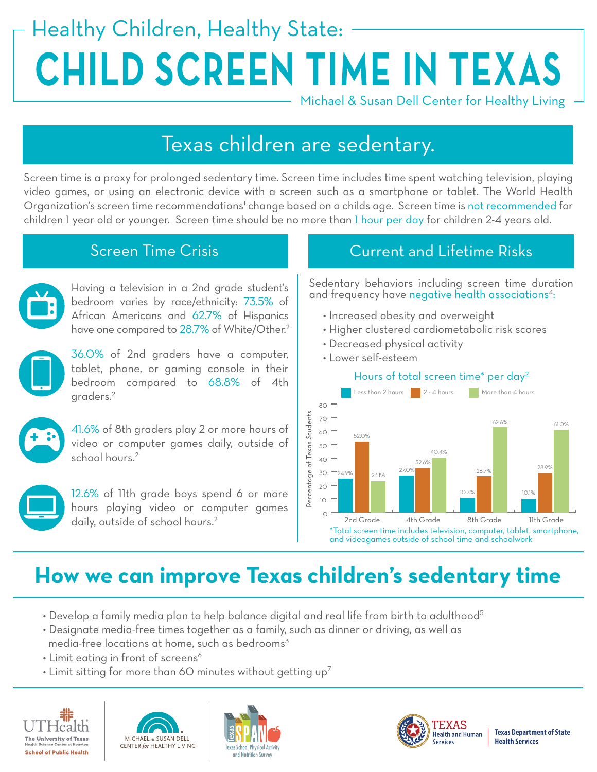# Healthy Children, Healthy State:

# CHILD SCREEN TIME IN TEXAS

Michael & Susan Dell Center for Healthy Living

## Texas children are sedentary.

Screen time is a proxy for prolonged sedentary time. Screen time includes time spent watching television, playing video games, or using an electronic device with a screen such as a smartphone or tablet. The World Health Organization's screen time recommendations[1] change based on a childs age. Screen time is not recommended for children 1 year old or younger. Screen time should be no more than 1 hour per day for children 2-4 years old.

### Screen Time Crisis

Having a television in a 2nd grade student's bedroom varies by race/ethnicity: 73.5% of African Americans and 62.7% of Hispanics have one compared to 28.7% of White/Other.[2]

36.0% of 2nd graders have a computer, tablet, phone, or gaming console in their bedroom compared to 68.8% of 4th graders.[2]

41.6% of 8th graders play 2 or more hours of video or computer games daily, outside of school hours.[2]

12.6% of 11th grade boys spend 6 or more hours playing video or computer games daily, outside of school hours.[2]

### Current and Lifetime Risks

Sedentary behaviors including screen time duration and frequency have negative health associations[4]:

- Increased obesity and overweight
- Higher clustered cardiometabolic risk scores
- Decreased physical activity
- Lower self-esteem

**Hours of total screen time* per day[2]**

Percentage of Texas Students

| Grade | Less than 2 hours | 2 - 4 hours | More than 4 hours |
|---|---|---|---|
| 2nd Grade | 24.9% | 52.0% | 23.1% |
| 4th Grade | 27.0% | 32.6% | 40.4% |
| 8th Grade | 10.7% | 26.7% | 62.6% |
| 11th Grade | 10.1% | 28.9% | 61.0% |

*Total screen time includes television, computer, tablet, smartphone, and videogames outside of school time and schoolwork

## How we can improve Texas children's sedentary time

- Develop a family media plan to help balance digital and real life from birth to adulthood[5]
- Designate media-free times together as a family, such as dinner or driving, as well as media-free locations at home, such as bedrooms[3]
- Limit eating in front of screens[6]
- Limit sitting for more than 60 minutes without getting up[7]

UTHealth The University of Texas Health Science Center at Houston School of Public Health | Michael & Susan Dell Center for Healthy Living | Texas SPAN Texas School Physical Activity and Nutrition Survey | Texas Health and Human Services | Texas Department of State Health Services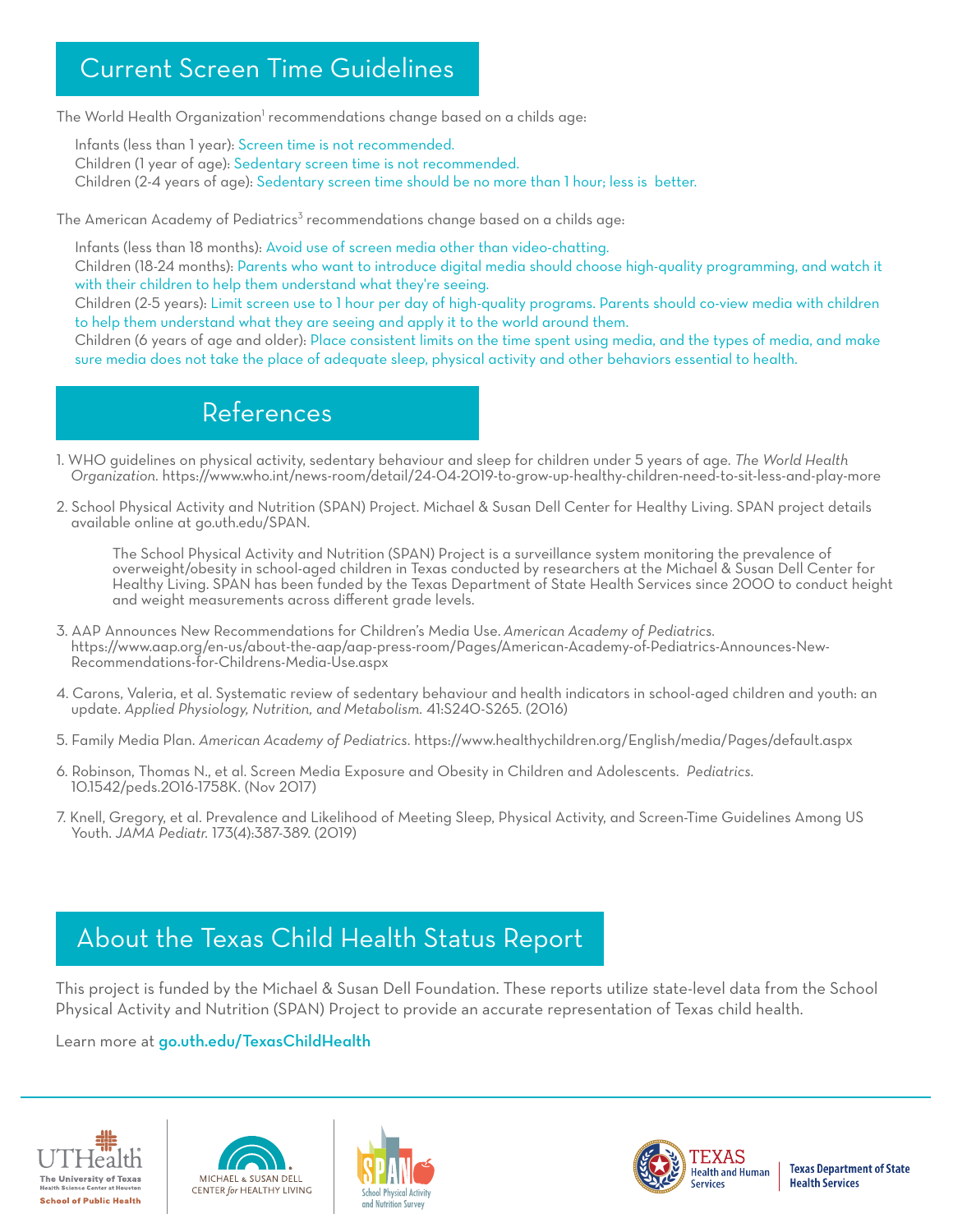## Current Screen Time Guidelines

The World Health Organization[1] recommendations change based on a childs age:

Infants (less than 1 year): Screen time is not recommended.
Children (1 year of age): Sedentary screen time is not recommended.
Children (2-4 years of age): Sedentary screen time should be no more than 1 hour; less is better.

The American Academy of Pediatrics[3] recommendations change based on a childs age:

Infants (less than 18 months): Avoid use of screen media other than video-chatting.
Children (18-24 months): Parents who want to introduce digital media should choose high-quality programming, and watch it with their children to help them understand what they're seeing.
Children (2-5 years): Limit screen use to 1 hour per day of high-quality programs. Parents should co-view media with children to help them understand what they are seeing and apply it to the world around them.
Children (6 years of age and older): Place consistent limits on the time spent using media, and the types of media, and make sure media does not take the place of adequate sleep, physical activity and other behaviors essential to health.

## References

1. WHO guidelines on physical activity, sedentary behaviour and sleep for children under 5 years of age. *The World Health Organization*. https://www.who.int/news-room/detail/24-04-2019-to-grow-up-healthy-children-need-to-sit-less-and-play-more

2. School Physical Activity and Nutrition (SPAN) Project. Michael & Susan Dell Center for Healthy Living. SPAN project details available online at go.uth.edu/SPAN.

   The School Physical Activity and Nutrition (SPAN) Project is a surveillance system monitoring the prevalence of overweight/obesity in school-aged children in Texas conducted by researchers at the Michael & Susan Dell Center for Healthy Living. SPAN has been funded by the Texas Department of State Health Services since 2000 to conduct height and weight measurements across different grade levels.

3. AAP Announces New Recommendations for Children's Media Use. *American Academy of Pediatrics*. https://www.aap.org/en-us/about-the-aap/aap-press-room/Pages/American-Academy-of-Pediatrics-Announces-New-Recommendations-for-Childrens-Media-Use.aspx

4. Carons, Valeria, et al. Systematic review of sedentary behaviour and health indicators in school-aged children and youth: an update. *Applied Physiology, Nutrition, and Metabolism*. 41:S240-S265. (2016)

5. Family Media Plan. *American Academy of Pediatrics*. https://www.healthychildren.org/English/media/Pages/default.aspx

6. Robinson, Thomas N., et al. Screen Media Exposure and Obesity in Children and Adolescents. *Pediatrics*. 10.1542/peds.2016-1758K. (Nov 2017)

7. Knell, Gregory, et al. Prevalence and Likelihood of Meeting Sleep, Physical Activity, and Screen-Time Guidelines Among US Youth. *JAMA Pediatr*. 173(4):387-389. (2019)

## About the Texas Child Health Status Report

This project is funded by the Michael & Susan Dell Foundation. These reports utilize state-level data from the School Physical Activity and Nutrition (SPAN) Project to provide an accurate representation of Texas child health.

Learn more at **go.uth.edu/TexasChildHealth**

UTHealth The University of Texas Health Science Center at Houston School of Public Health | Michael & Susan Dell Center for Healthy Living | SPAN School Physical Activity and Nutrition Survey | Texas Health and Human Services | Texas Department of State Health Services